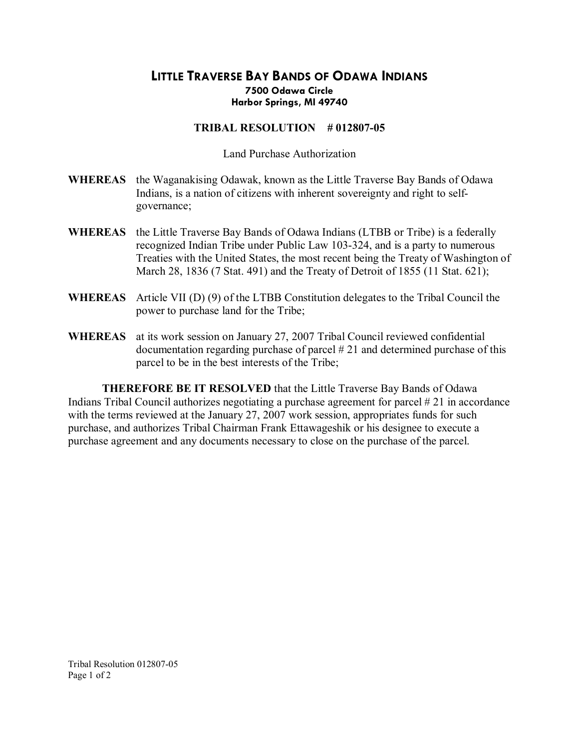# LITTLE TRAVERSE BAY BANDS OF ODAWA INDIANS

**7500 Odawa Circle**
**Harbor Springs, MI 49740**

## TRIBAL RESOLUTION # 012807-05

Land Purchase Authorization

**WHEREAS** the Waganakising Odawak, known as the Little Traverse Bay Bands of Odawa Indians, is a nation of citizens with inherent sovereignty and right to self-governance;

**WHEREAS** the Little Traverse Bay Bands of Odawa Indians (LTBB or Tribe) is a federally recognized Indian Tribe under Public Law 103-324, and is a party to numerous Treaties with the United States, the most recent being the Treaty of Washington of March 28, 1836 (7 Stat. 491) and the Treaty of Detroit of 1855 (11 Stat. 621);

**WHEREAS** Article VII (D) (9) of the LTBB Constitution delegates to the Tribal Council the power to purchase land for the Tribe;

**WHEREAS** at its work session on January 27, 2007 Tribal Council reviewed confidential documentation regarding purchase of parcel # 21 and determined purchase of this parcel to be in the best interests of the Tribe;

**THEREFORE BE IT RESOLVED** that the Little Traverse Bay Bands of Odawa Indians Tribal Council authorizes negotiating a purchase agreement for parcel # 21 in accordance with the terms reviewed at the January 27, 2007 work session, appropriates funds for such purchase, and authorizes Tribal Chairman Frank Ettawageshik or his designee to execute a purchase agreement and any documents necessary to close on the purchase of the parcel.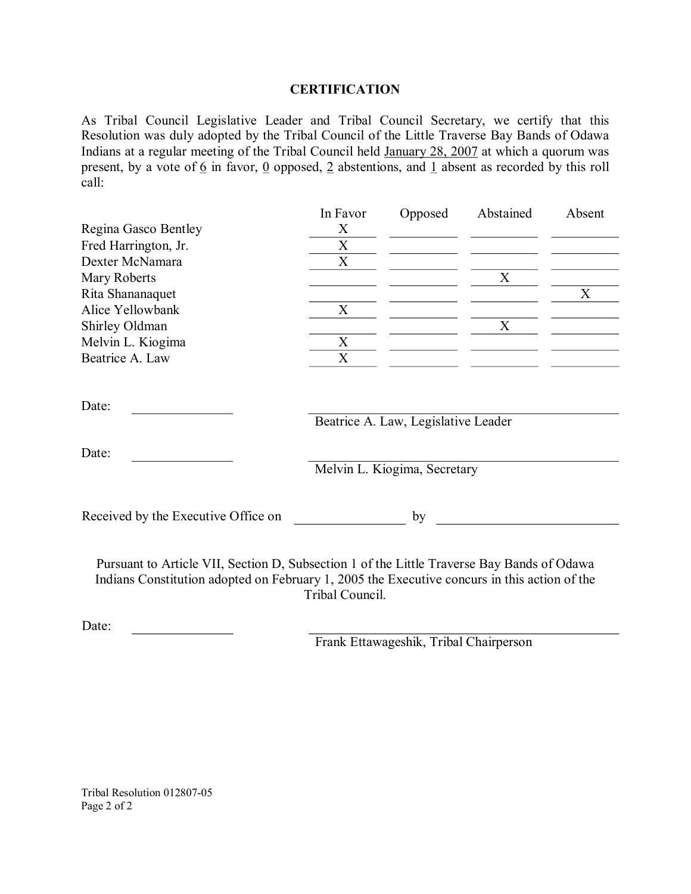## CERTIFICATION

As Tribal Council Legislative Leader and Tribal Council Secretary, we certify that this Resolution was duly adopted by the Tribal Council of the Little Traverse Bay Bands of Odawa Indians at a regular meeting of the Tribal Council held January 28, 2007 at which a quorum was present, by a vote of 6 in favor, 0 opposed, 2 abstentions, and 1 absent as recorded by this roll call:

| | In Favor | Opposed | Abstained | Absent |
|---|---|---|---|---|
| Regina Gasco Bentley | X | | | |
| Fred Harrington, Jr. | X | | | |
| Dexter McNamara | X | | | |
| Mary Roberts | | | X | |
| Rita Shananaquet | | | | X |
| Alice Yellowbank | X | | | |
| Shirley Oldman | | | X | |
| Melvin L. Kiogima | X | | | |
| Beatrice A. Law | X | | | |

Date: ______________ ________________________________
Beatrice A. Law, Legislative Leader

Date: ______________ ________________________________
Melvin L. Kiogima, Secretary

Received by the Executive Office on ______________ by ________________________

Pursuant to Article VII, Section D, Subsection 1 of the Little Traverse Bay Bands of Odawa Indians Constitution adopted on February 1, 2005 the Executive concurs in this action of the Tribal Council.

Date: ______________ ________________________________
Frank Ettawageshik, Tribal Chairperson

Tribal Resolution 012807-05